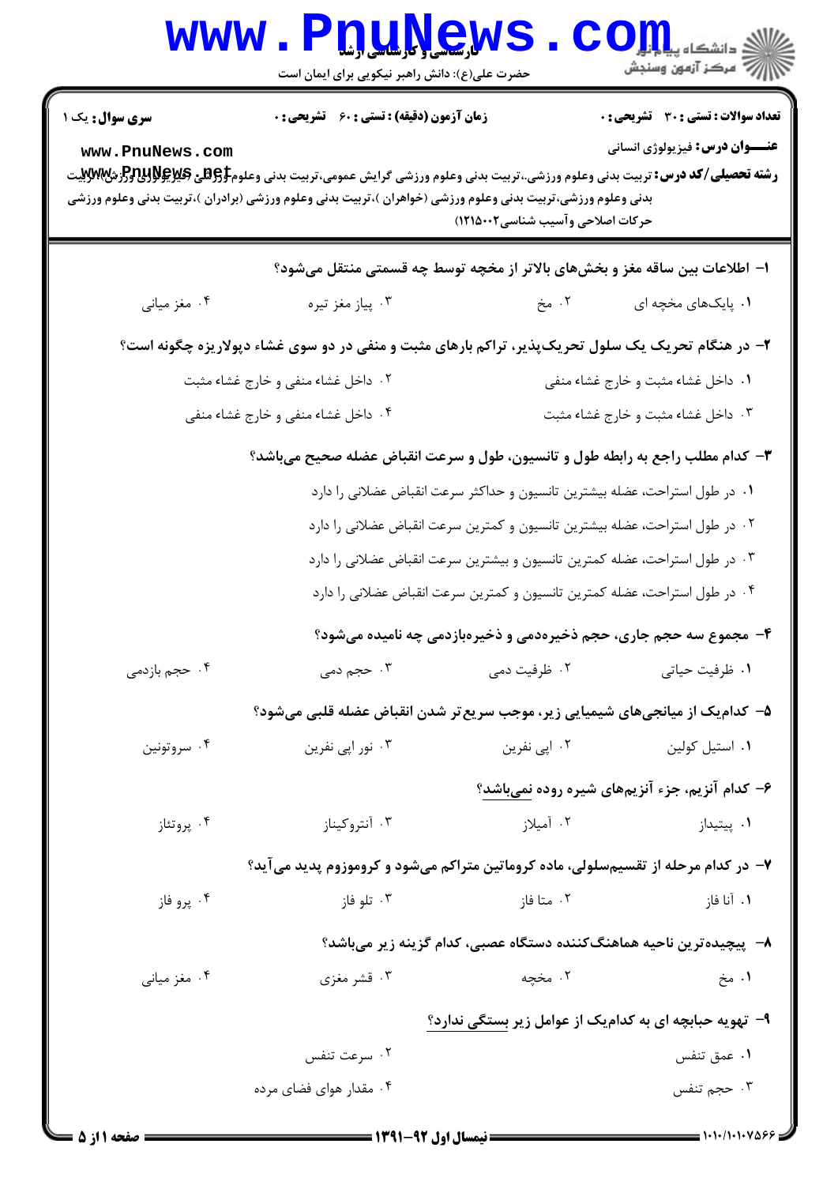کارشناسی و کارشناسی ارشد

حضرت علی(ع): دانش راهبر نیکویی برای ایمان است

دانشگاه پیام نور
مرکز آزمون وسنجش

**سری سوال:** یک ۱

**زمان آزمون (دقیقه) : تستی : ۶۰ تشریحی : ۰**

**تعداد سوالات : تستی : ۳۰ تشریحی : ۰**

**عنـــوان درس:** فیزیولوژی انسانی

**رشته تحصیلی/کد درس:** تربیت بدنی وعلوم ورزشی،تربیت بدنی وعلوم ورزشی گرایش عمومی،تربیت بدنی وعلوم ورزشی (فیزیولوژی ورزشی)،تربیت بدنی وعلوم ورزشی،تربیت بدنی وعلوم ورزشی (خواهران )،تربیت بدنی وعلوم ورزشی (برادران )،تربیت بدنی وعلوم ورزشی حرکات اصلاحی وآسیب شناسی۱۲۱۵۰۰۲)

۱- اطلاعات بین ساقه مغز و بخش‌های بالاتر از مخچه توسط چه قسمتی منتقل می‌شود؟

۱. پایک‌های مخچه ای
۲. مخ
۳. پیاز مغز تیره
۴. مغز میانی

۲- در هنگام تحریک یک سلول تحریک‌پذیر، تراکم بارهای مثبت و منفی در دو سوی غشاء دپولاریزه چگونه است؟

۱. داخل غشاء مثبت و خارج غشاء منفی
۲. داخل غشاء منفی و خارج غشاء مثبت
۳. داخل غشاء مثبت و خارج غشاء مثبت
۴. داخل غشاء منفی و خارج غشاء منفی

۳- کدام مطلب راجع به رابطه طول و تانسیون، طول و سرعت انقباض عضله صحیح می‌باشد؟

۱. در طول استراحت، عضله بیشترین تانسیون و حداکثر سرعت انقباض عضلانی را دارد
۲. در طول استراحت، عضله بیشترین تانسیون و کمترین سرعت انقباض عضلانی را دارد
۳. در طول استراحت، عضله کمترین تانسیون و بیشترین سرعت انقباض عضلانی را دارد
۴. در طول استراحت، عضله کمترین تانسیون و کمترین سرعت انقباض عضلانی را دارد

۴- مجموع سه حجم جاری، حجم ذخیره‌دمی و ذخیره‌بازدمی چه نامیده می‌شود؟

۱. ظرفیت حیاتی
۲. ظرفیت دمی
۳. حجم دمی
۴. حجم بازدمی

۵- کدام‌یک از میانجی‌های شیمیایی زیر، موجب سریع‌تر شدن انقباض عضله قلبی می‌شود؟

۱. استیل کولین
۲. اپی نفرین
۳. نور اپی نفرین
۴. سروتونین

۶- کدام آنزیم، جزء آنزیم‌های شیره روده نمی‌باشد؟

۱. پپتیداز
۲. آمیلاز
۳. آنتروکیناز
۴. پروتئاز

۷- در کدام مرحله از تقسیم‌سلولی، ماده کروماتین متراکم می‌شود و کروموزوم پدید می‌آید؟

۱. آنا فاز
۲. متا فاز
۳. تلو فاز
۴. پرو فاز

۸- پیچیده‌ترین ناحیه هماهنگ‌کننده دستگاه عصبی، کدام گزینه زیر می‌باشد؟

۱. مخ
۲. مخچه
۳. قشر مغزی
۴. مغز میانی

۹- تهویه حبابچه ای به کدام‌یک از عوامل زیر بستگی ندارد؟

۱. عمق تنفس
۲. سرعت تنفس
۳. حجم تنفس
۴. مقدار هوای فضای مرده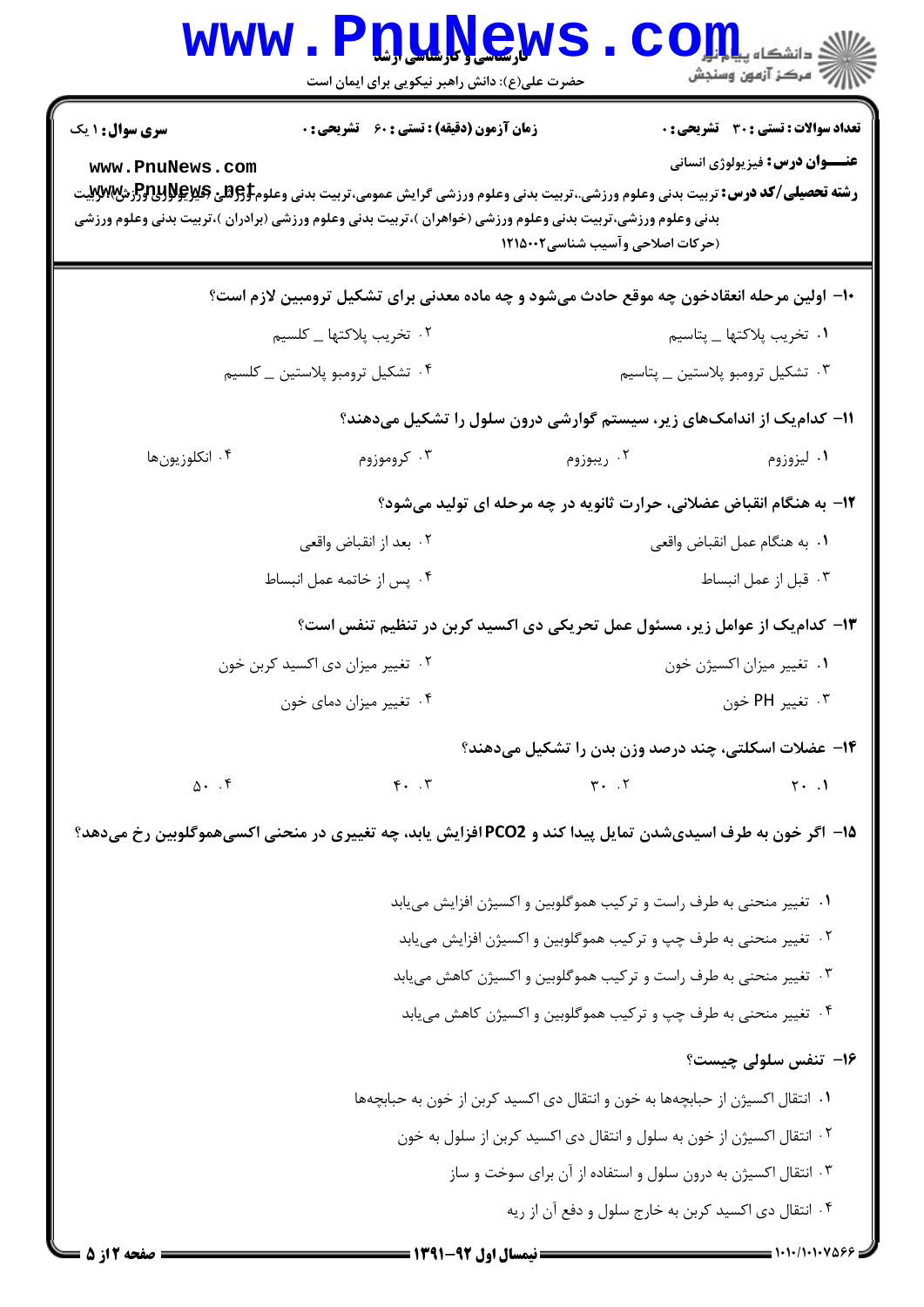**سری سؤال:** ۱ یک | **زمان آزمون (دقیقه) : تستی :** ۶۰ **تشریحی :** ۰ | **تعداد سوالات : تستی :** ۳۰ **تشریحی :** ۰

**عنـــوان درس:** فیزیولوژی انسانی

**رشته تحصیلی/کد درس:** تربیت بدنی وعلوم ورزشی،.تربیت بدنی وعلوم ورزشی گرایش عمومی،تربیت بدنی وعلوم ورزشی (فیزیولوژی ورزشی)،تربیت بدنی وعلوم ورزشی،تربیت بدنی وعلوم ورزشی (خواهران )،تربیت بدنی وعلوم ورزشی (برادران )،تربیت بدنی وعلوم ورزشی (حرکات اصلاحی وآسیب شناسی۱۲۱۵۰۰۲

۱۰- اولین مرحله انعقادخون چه موقع حادث می‌شود و چه ماده معدنی برای تشکیل ترومبین لازم است؟

۱. تخریب پلاکتها ــ پتاسیم
۲. تخریب پلاکتها ــ کلسیم
۳. تشکیل ترومبو پلاستین ــ پتاسیم
۴. تشکیل ترومبو پلاستین ــ کلسیم

۱۱- کدام‌یک از اندامک‌های زیر، سیستم گوارشی درون سلول را تشکیل می‌دهند؟

۱. لیزوزوم
۲. ریبوزوم
۳. کروموزوم
۴. انکلوزیون‌ها

۱۲- به هنگام انقباض عضلانی، حرارت ثانویه در چه مرحله ای تولید می‌شود؟

۱. به هنگام عمل انقباض واقعی
۲. بعد از انقباض واقعی
۳. قبل از عمل انبساط
۴. پس از خاتمه عمل انبساط

۱۳- کدام‌یک از عوامل زیر، مسئول عمل تحریکی دی اکسید کربن در تنظیم تنفس است؟

۱. تغییر میزان اکسیژن خون
۲. تغییر میزان دی اکسید کربن خون
۳. تغییر PH خون
۴. تغییر میزان دمای خون

۱۴- عضلات اسکلتی، چند درصد وزن بدن را تشکیل می‌دهند؟

۱. ۲۰
۲. ۳۰
۳. ۴۰
۴. ۵۰

۱۵- اگر خون به طرف اسیدی‌شدن تمایل پیدا کند و PCO2 افزایش یابد، چه تغییری در منحنی اکسی‌هموگلوبین رخ می‌دهد؟

۱. تغییر منحنی به طرف راست و ترکیب هموگلوبین و اکسیژن افزایش می‌یابد
۲. تغییر منحنی به طرف چپ و ترکیب هموگلوبین و اکسیژن افزایش می‌یابد
۳. تغییر منحنی به طرف راست و ترکیب هموگلوبین و اکسیژن کاهش می‌یابد
۴. تغییر منحنی به طرف چپ و ترکیب هموگلوبین و اکسیژن کاهش می‌یابد

۱۶- تنفس سلولی چیست؟

۱. انتقال اکسیژن از حبابچه‌ها به خون و انتقال دی اکسید کربن از خون به حبابچه‌ها
۲. انتقال اکسیژن از خون به سلول و انتقال دی اکسید کربن از سلول به خون
۳. انتقال اکسیژن به درون سلول و استفاده از آن برای سوخت و ساز
۴. انتقال دی اکسید کربن به خارج سلول و دفع آن از ریه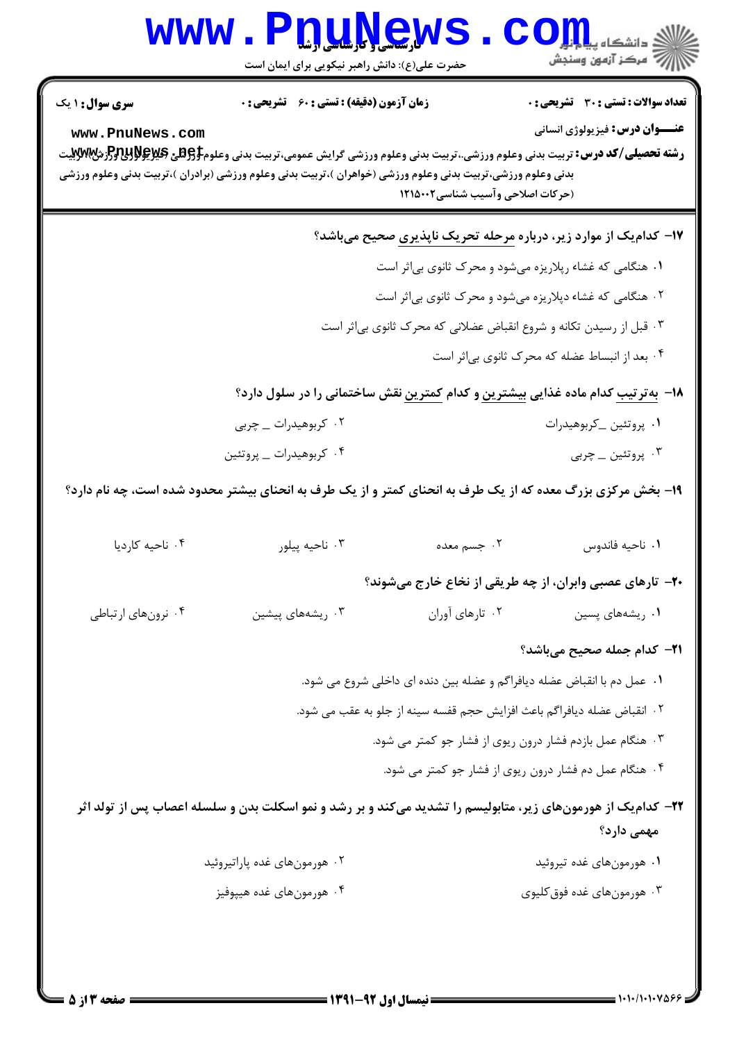**سری سوال:** ۱ یک

**زمان آزمون (دقیقه) : تستی :** ۶۰ **تشریحی :** ۰

**تعداد سوالات : تستی :** ۳۰ **تشریحی :** ۰

**عنـــوان درس:** فیزیولوژی انسانی

**رشته تحصیلی/کد درس:** تربیت بدنی وعلوم ورزشی،تربیت بدنی وعلوم ورزشی گرایش عمومی،تربیت بدنی وعلوم ورزشی (فیزیولوژی ورزش)،تربیت بدنی وعلوم ورزشی،تربیت بدنی وعلوم ورزشی (خواهران )،تربیت بدنی وعلوم ورزشی (برادران )،تربیت بدنی وعلوم ورزشی (حرکات اصلاحی وآسیب شناسی)۱۲۱۵۰۰۲

۱۷- کدام‌یک از موارد زیر، درباره مرحله تحریک ناپذیری صحیح می‌باشد؟

۱. هنگامی که غشاء رپلاریزه می‌شود و محرک ثانوی بی‌اثر است

۲. هنگامی که غشاء دپلاریزه می‌شود و محرک ثانوی بی‌اثر است

۳. قبل از رسیدن تکانه و شروع انقباض عضلانی که محرک ثانوی بی‌اثر است

۴. بعد از انبساط عضله که محرک ثانوی بی‌اثر است

۱۸- به‌ترتیب کدام ماده غذایی بیشترین و کدام کمترین نقش ساختمانی را در سلول دارد؟

۱. پروتئین ـ کربوهیدرات

۲. کربوهیدرات ـ چربی

۳. پروتئین ـ چربی

۴. کربوهیدرات ـ پروتئین

۱۹- بخش مرکزی بزرگ معده که از یک طرف به انحنای کمتر و از یک طرف به انحنای بیشتر محدود شده است، چه نام دارد؟

۱. ناحیه فاندوس

۲. جسم معده

۳. ناحیه پیلور

۴. ناحیه کاردیا

۲۰- تارهای عصبی وابران، از چه طریقی از نخاع خارج می‌شوند؟

۱. ریشه‌های پسین

۲. تارهای آوران

۳. ریشه‌های پیشین

۴. نرون‌های ارتباطی

۲۱- کدام جمله صحیح می‌باشد؟

۱. عمل دم با انقباض عضله دیافراگم و عضله بین دنده ای داخلی شروع می شود.

۲. انقباض عضله دیافراگم باعث افزایش حجم قفسه سینه از جلو به عقب می شود.

۳. هنگام عمل بازدم فشار درون ریوی از فشار جو کمتر می شود.

۴. هنگام عمل دم فشار درون ریوی از فشار جو کمتر می شود.

۲۲- کدام‌یک از هورمون‌های زیر، متابولیسم را تشدید می‌کند و بر رشد و نمو اسکلت بدن و سلسله اعصاب پس از تولد اثر مهمی دارد؟

۱. هورمون‌های غده تیروئید

۲. هورمون‌های غده پاراتیروئید

۳. هورمون‌های غده فوق‌کلیوی

۴. هورمون‌های غده هیپوفیز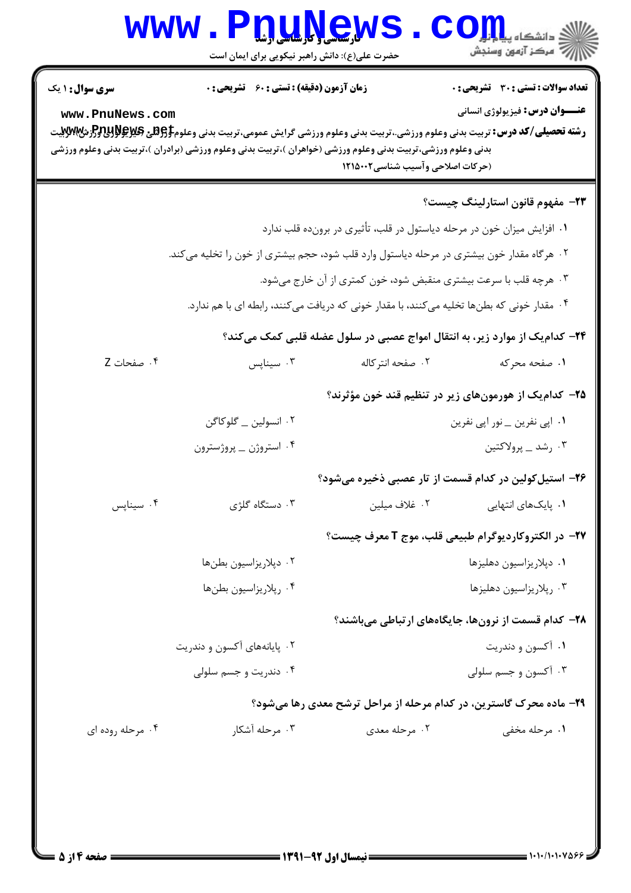**سری سوال:** ۱ یک

**زمان آزمون (دقیقه) : تستی :** ۶۰ **تشریحی :** ۰

**تعداد سوالات : تستی :** ۳۰ **تشریحی :** ۰

**عنـــوان درس:** فیزیولوژی انسانی

**رشته تحصیلی/کد درس:** تربیت بدنی وعلوم ورزشی،تربیت بدنی وعلوم ورزشی گرایش عمومی،تربیت بدنی وعلوم ورزشی (فیزیولوژی ورزش)،تربیت بدنی وعلوم ورزشی،تربیت بدنی وعلوم ورزشی (خواهران )،تربیت بدنی وعلوم ورزشی (برادران )،تربیت بدنی وعلوم ورزشی (حرکات اصلاحی وآسیب شناسی)۱۲۱۵۰۰۲

**۲۳- مفهوم قانون استارلینگ چیست؟**

۱. افزایش میزان خون در مرحله دیاستول در قلب، تأثیری در برون‌ده قلب ندارد

۲. هرگاه مقدار خون بیشتری در مرحله دیاستول وارد قلب شود، حجم بیشتری از خون را تخلیه می‌کند.

۳. هرچه قلب با سرعت بیشتری منقبض شود، خون کمتری از آن خارج می‌شود.

۴. مقدار خونی که بطن‌ها تخلیه می‌کنند، با مقدار خونی که دریافت می‌کنند، رابطه ای با هم ندارد.

**۲۴- کدام‌یک از موارد زیر، به انتقال امواج عصبی در سلول عضله قلبی کمک می‌کند؟**

۱. صفحه محرکه
۲. صفحه انترکاله
۳. سیناپس
۴. صفحات Z

**۲۵- کدام‌یک از هورمون‌های زیر در تنظیم قند خون مؤثرند؟**

۱. اپی نفرین ـ نور اپی نفرین
۲. انسولین ـ گلوکاگن
۳. رشد ـ پرولاکتین
۴. استروژن ـ پروژسترون

**۲۶- استیل‌کولین در کدام قسمت از تار عصبی ذخیره می‌شود؟**

۱. پایک‌های انتهایی
۲. غلاف میلین
۳. دستگاه گلژی
۴. سیناپس

**۲۷- در الکتروکاردیوگرام طبیعی قلب، موج T معرف چیست؟**

۱. دپلاریزاسیون دهلیزها
۲. دپلاریزاسیون بطن‌ها
۳. رپلاریزاسیون دهلیزها
۴. رپلاریزاسیون بطن‌ها

**۲۸- کدام قسمت از نرون‌ها، جایگاه‌های ارتباطی می‌باشند؟**

۱. آکسون و دندریت
۲. پایانه‌های آکسون و دندریت
۳. آکسون و جسم سلولی
۴. دندریت و جسم سلولی

**۲۹- ماده محرک گاسترین، در کدام مرحله از مراحل ترشح معدی رها می‌شود؟**

۱. مرحله مخفی
۲. مرحله معدی
۳. مرحله آشکار
۴. مرحله روده ای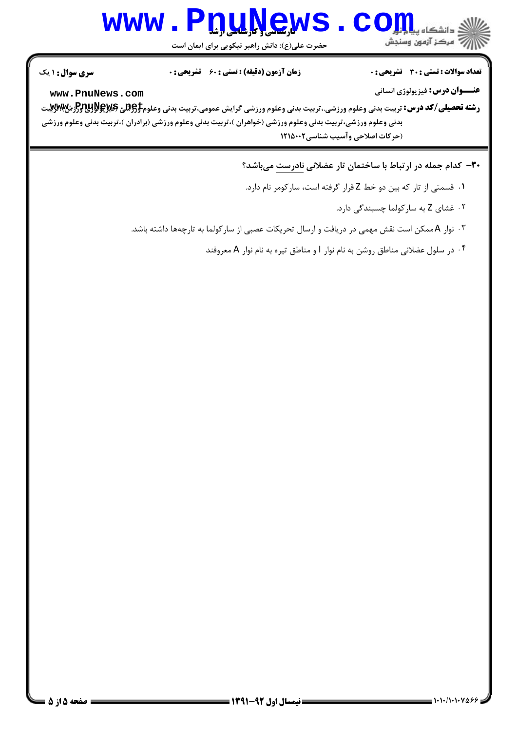**۳۰- کدام جمله در ارتباط با ساختمان تار عضلانی نادرست می‌باشد؟**

۱. قسمتی از تار که بین دو خط Z قرار گرفته است، سارکومر نام دارد.

۲. غشای Z به سارکولما چسبندگی دارد.

۳. نوار A ممکن است نقش مهمی در دریافت و ارسال تحریکات عصبی از سارکولما به تارچه‌ها داشته باشد.

۴. در سلول عضلانی مناطق روشن به نام نوار I و مناطق تیره به نام نوار A معروفند